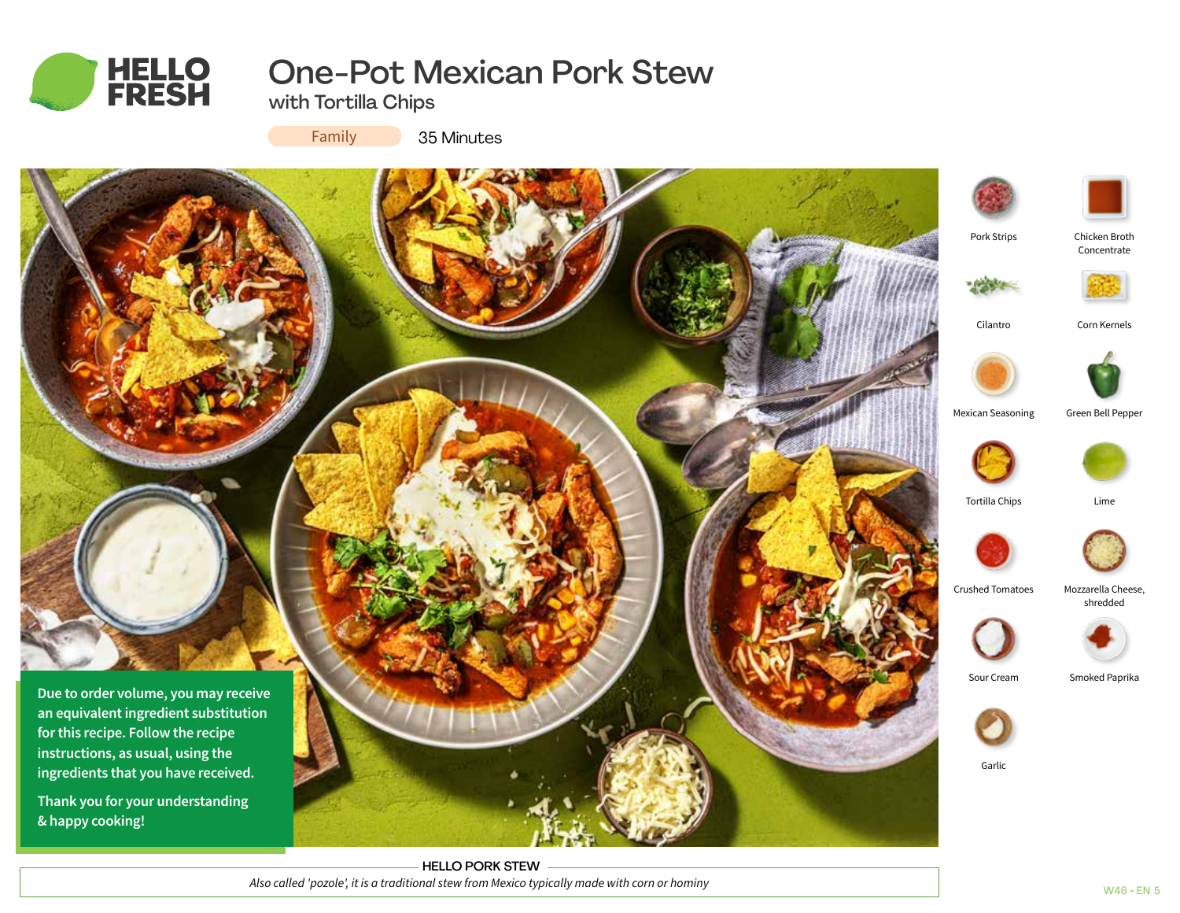HELLO FRESH

# One-Pot Mexican Pork Stew

## with Tortilla Chips

Family 35 Minutes

- Pork Strips
- Chicken Broth Concentrate
- Cilantro
- Corn Kernels
- Mexican Seasoning
- Green Bell Pepper
- Tortilla Chips
- Lime
- Crushed Tomatoes
- Mozzarella Cheese, shredded
- Sour Cream
- Smoked Paprika
- Garlic

**Due to order volume, you may receive an equivalent ingredient substitution for this recipe. Follow the recipe instructions, as usual, using the ingredients that you have received.**

**Thank you for your understanding & happy cooking!**

### HELLO PORK STEW

*Also called 'pozole', it is a traditional stew from Mexico typically made with corn or hominy*

W46 • EN 5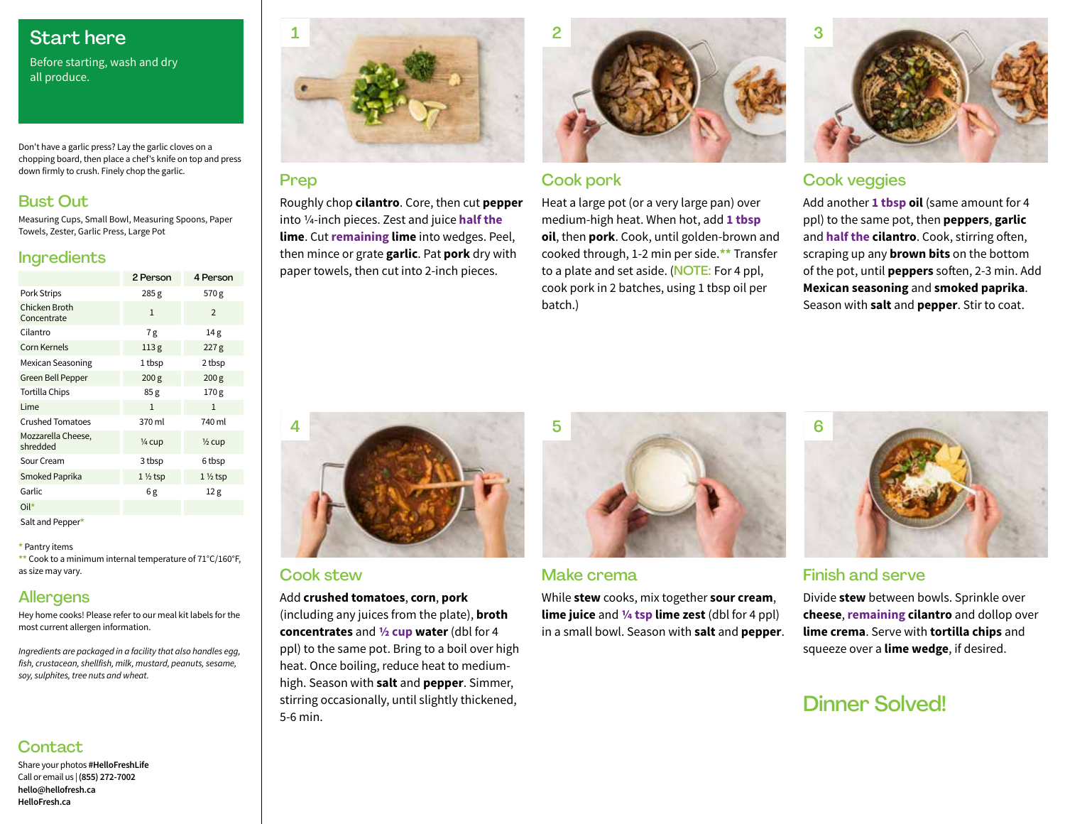## Start here

Before starting, wash and dry all produce.

Don't have a garlic press? Lay the garlic cloves on a chopping board, then place a chef's knife on top and press down firmly to crush. Finely chop the garlic.

## Bust Out

Measuring Cups, Small Bowl, Measuring Spoons, Paper Towels, Zester, Garlic Press, Large Pot

## Ingredients

| | 2 Person | 4 Person |
|---|---|---|
| Pork Strips | 285 g | 570 g |
| Chicken Broth Concentrate | 1 | 2 |
| Cilantro | 7 g | 14 g |
| Corn Kernels | 113 g | 227 g |
| Mexican Seasoning | 1 tbsp | 2 tbsp |
| Green Bell Pepper | 200 g | 200 g |
| Tortilla Chips | 85 g | 170 g |
| Lime | 1 | 1 |
| Crushed Tomatoes | 370 ml | 740 ml |
| Mozzarella Cheese, shredded | ¼ cup | ½ cup |
| Sour Cream | 3 tbsp | 6 tbsp |
| Smoked Paprika | 1 ½ tsp | 1 ½ tsp |
| Garlic | 6 g | 12 g |
| Oil* | | |
| Salt and Pepper* | | |

\* Pantry items

** Cook to a minimum internal temperature of 71°C/160°F, as size may vary.

## Allergens

Hey home cooks! Please refer to our meal kit labels for the most current allergen information.

*Ingredients are packaged in a facility that also handles egg, fish, crustacean, shellfish, milk, mustard, peanuts, sesame, soy, sulphites, tree nuts and wheat.*

## Contact

Share your photos **#HelloFreshLife**
Call or email us | **(855) 272-7002**
**hello@hellofresh.ca**
**HelloFresh.ca**

## 1 Prep

Roughly chop **cilantro**. Core, then cut **pepper** into ¼-inch pieces. Zest and juice **half the lime**. Cut **remaining lime** into wedges. Peel, then mince or grate **garlic**. Pat **pork** dry with paper towels, then cut into 2-inch pieces.

## 2 Cook pork

Heat a large pot (or a very large pan) over medium-high heat. When hot, add **1 tbsp oil**, then **pork**. Cook, until golden-brown and cooked through, 1-2 min per side.** Transfer to a plate and set aside. (NOTE: For 4 ppl, cook pork in 2 batches, using 1 tbsp oil per batch.)

## 3 Cook veggies

Add another **1 tbsp oil** (same amount for 4 ppl) to the same pot, then **peppers**, **garlic** and **half the cilantro**. Cook, stirring often, scraping up any **brown bits** on the bottom of the pot, until **peppers** soften, 2-3 min. Add **Mexican seasoning** and **smoked paprika**. Season with **salt** and **pepper**. Stir to coat.

## 4 Cook stew

Add **crushed tomatoes**, **corn**, **pork** (including any juices from the plate), **broth concentrates** and **½ cup water** (dbl for 4 ppl) to the same pot. Bring to a boil over high heat. Once boiling, reduce heat to medium-high. Season with **salt** and **pepper**. Simmer, stirring occasionally, until slightly thickened, 5-6 min.

## 5 Make crema

While **stew** cooks, mix together **sour cream**, **lime juice** and **¼ tsp lime zest** (dbl for 4 ppl) in a small bowl. Season with **salt** and **pepper**.

## 6 Finish and serve

Divide **stew** between bowls. Sprinkle over **cheese**, **remaining cilantro** and dollop over **lime crema**. Serve with **tortilla chips** and squeeze over a **lime wedge**, if desired.

## Dinner Solved!